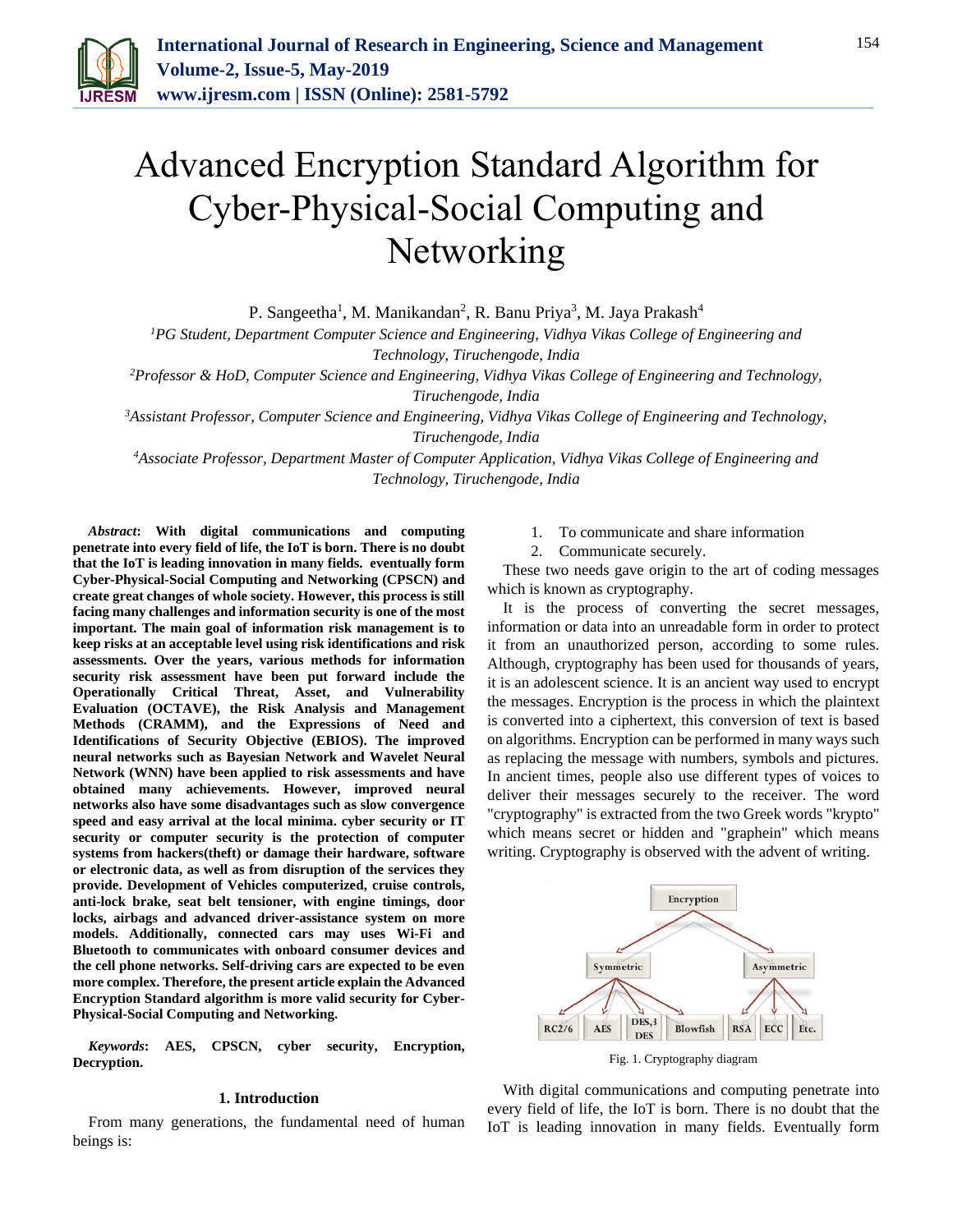# Advanced Encryption Standard Algorithm for Cyber-Physical-Social Computing and Networking

P. Sangeetha[1], M. Manikandan[2], R. Banu Priya[3], M. Jaya Prakash[4]

*[1]PG Student, Department Computer Science and Engineering, Vidhya Vikas College of Engineering and Technology, Tiruchengode, India*

*[2]Professor & HoD, Computer Science and Engineering, Vidhya Vikas College of Engineering and Technology, Tiruchengode, India*

*[3]Assistant Professor, Computer Science and Engineering, Vidhya Vikas College of Engineering and Technology, Tiruchengode, India*

*[4]Associate Professor, Department Master of Computer Application, Vidhya Vikas College of Engineering and Technology, Tiruchengode, India*

***Abstract*: With digital communications and computing penetrate into every field of life, the IoT is born. There is no doubt that the IoT is leading innovation in many fields. eventually form Cyber-Physical-Social Computing and Networking (CPSCN) and create great changes of whole society. However, this process is still facing many challenges and information security is one of the most important. The main goal of information risk management is to keep risks at an acceptable level using risk identifications and risk assessments. Over the years, various methods for information security risk assessment have been put forward include the Operationally Critical Threat, Asset, and Vulnerability Evaluation (OCTAVE), the Risk Analysis and Management Methods (CRAMM), and the Expressions of Need and Identifications of Security Objective (EBIOS). The improved neural networks such as Bayesian Network and Wavelet Neural Network (WNN) have been applied to risk assessments and have obtained many achievements. However, improved neural networks also have some disadvantages such as slow convergence speed and easy arrival at the local minima. cyber security or IT security or computer security is the protection of computer systems from hackers(theft) or damage their hardware, software or electronic data, as well as from disruption of the services they provide. Development of Vehicles computerized, cruise controls, anti-lock brake, seat belt tensioner, with engine timings, door locks, airbags and advanced driver-assistance system on more models. Additionally, connected cars may uses Wi-Fi and Bluetooth to communicates with onboard consumer devices and the cell phone networks. Self-driving cars are expected to be even more complex. Therefore, the present article explain the Advanced Encryption Standard algorithm is more valid security for Cyber-Physical-Social Computing and Networking.**

***Keywords*: AES, CPSCN, cyber security, Encryption, Decryption.**

## 1. Introduction

From many generations, the fundamental need of human beings is:

1. To communicate and share information
2. Communicate securely.

These two needs gave origin to the art of coding messages which is known as cryptography.

It is the process of converting the secret messages, information or data into an unreadable form in order to protect it from an unauthorized person, according to some rules. Although, cryptography has been used for thousands of years, it is an adolescent science. It is an ancient way used to encrypt the messages. Encryption is the process in which the plaintext is converted into a ciphertext, this conversion of text is based on algorithms. Encryption can be performed in many ways such as replacing the message with numbers, symbols and pictures. In ancient times, people also use different types of voices to deliver their messages securely to the receiver. The word "cryptography" is extracted from the two Greek words "krypto" which means secret or hidden and "graphein" which means writing. Cryptography is observed with the advent of writing.

Fig. 1. Cryptography diagram

With digital communications and computing penetrate into every field of life, the IoT is born. There is no doubt that the IoT is leading innovation in many fields. Eventually form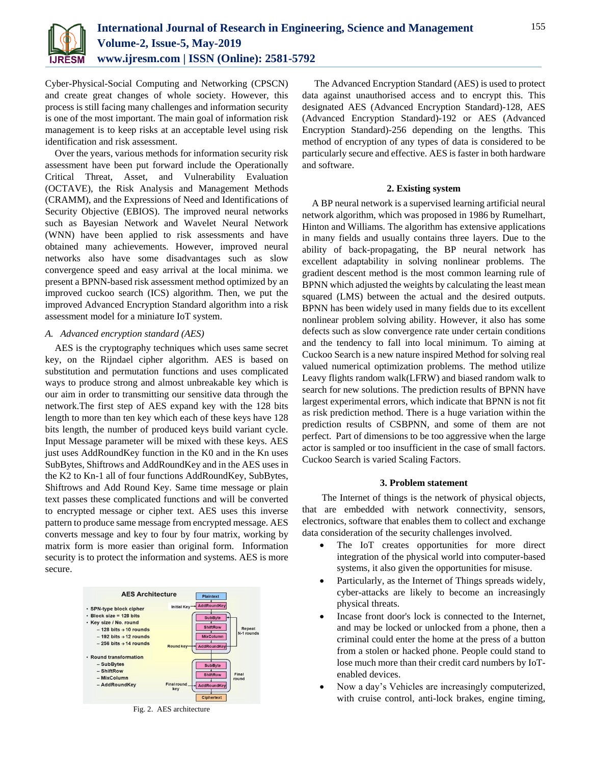Cyber-Physical-Social Computing and Networking (CPSCN) and create great changes of whole society. However, this process is still facing many challenges and information security is one of the most important. The main goal of information risk management is to keep risks at an acceptable level using risk identification and risk assessment.

Over the years, various methods for information security risk assessment have been put forward include the Operationally Critical Threat, Asset, and Vulnerability Evaluation (OCTAVE), the Risk Analysis and Management Methods (CRAMM), and the Expressions of Need and Identifications of Security Objective (EBIOS). The improved neural networks such as Bayesian Network and Wavelet Neural Network (WNN) have been applied to risk assessments and have obtained many achievements. However, improved neural networks also have some disadvantages such as slow convergence speed and easy arrival at the local minima. we present a BPNN-based risk assessment method optimized by an improved cuckoo search (ICS) algorithm. Then, we put the improved Advanced Encryption Standard algorithm into a risk assessment model for a miniature IoT system.

### *A. Advanced encryption standard (AES)*

AES is the cryptography techniques which uses same secret key, on the Rijndael cipher algorithm. AES is based on substitution and permutation functions and uses complicated ways to produce strong and almost unbreakable key which is our aim in order to transmitting our sensitive data through the network.The first step of AES expand key with the 128 bits length to more than ten key which each of these keys have 128 bits length, the number of produced keys build variant cycle. Input Message parameter will be mixed with these keys. AES just uses AddRoundKey function in the K0 and in the Kn uses SubBytes, Shiftrows and AddRoundKey and in the AES uses in the K2 to Kn-1 all of four functions AddRoundKey, SubBytes, Shiftrows and Add Round Key. Same time message or plain text passes these complicated functions and will be converted to encrypted message or cipher text. AES uses this inverse pattern to produce same message from encrypted message. AES converts message and key to four by four matrix, working by matrix form is more easier than original form. Information security is to protect the information and systems. AES is more secure.

Fig. 2. AES architecture

The Advanced Encryption Standard (AES) is used to protect data against unauthorised access and to encrypt this. This designated AES (Advanced Encryption Standard)-128, AES (Advanced Encryption Standard)-192 or AES (Advanced Encryption Standard)-256 depending on the lengths. This method of encryption of any types of data is considered to be particularly secure and effective. AES is faster in both hardware and software.

## 2. Existing system

A BP neural network is a supervised learning artificial neural network algorithm, which was proposed in 1986 by Rumelhart, Hinton and Williams. The algorithm has extensive applications in many fields and usually contains three layers. Due to the ability of back-propagating, the BP neural network has excellent adaptability in solving nonlinear problems. The gradient descent method is the most common learning rule of BPNN which adjusted the weights by calculating the least mean squared (LMS) between the actual and the desired outputs. BPNN has been widely used in many fields due to its excellent nonlinear problem solving ability. However, it also has some defects such as slow convergence rate under certain conditions and the tendency to fall into local minimum. To aiming at Cuckoo Search is a new nature inspired Method for solving real valued numerical optimization problems. The method utilize Leavy flights random walk(LFRW) and biased random walk to search for new solutions. The prediction results of BPNN have largest experimental errors, which indicate that BPNN is not fit as risk prediction method. There is a huge variation within the prediction results of CSBPNN, and some of them are not perfect. Part of dimensions to be too aggressive when the large actor is sampled or too insufficient in the case of small factors. Cuckoo Search is varied Scaling Factors.

## 3. Problem statement

The Internet of things is the network of physical objects, that are embedded with network connectivity, sensors, electronics, software that enables them to collect and exchange data consideration of the security challenges involved.

- The IoT creates opportunities for more direct integration of the physical world into computer-based systems, it also given the opportunities for misuse.
- Particularly, as the Internet of Things spreads widely, cyber-attacks are likely to become an increasingly physical threats.
- Incase front door's lock is connected to the Internet, and may be locked or unlocked from a phone, then a criminal could enter the home at the press of a button from a stolen or hacked phone. People could stand to lose much more than their credit card numbers by IoT-enabled devices.
- Now a day's Vehicles are increasingly computerized, with cruise control, anti-lock brakes, engine timing,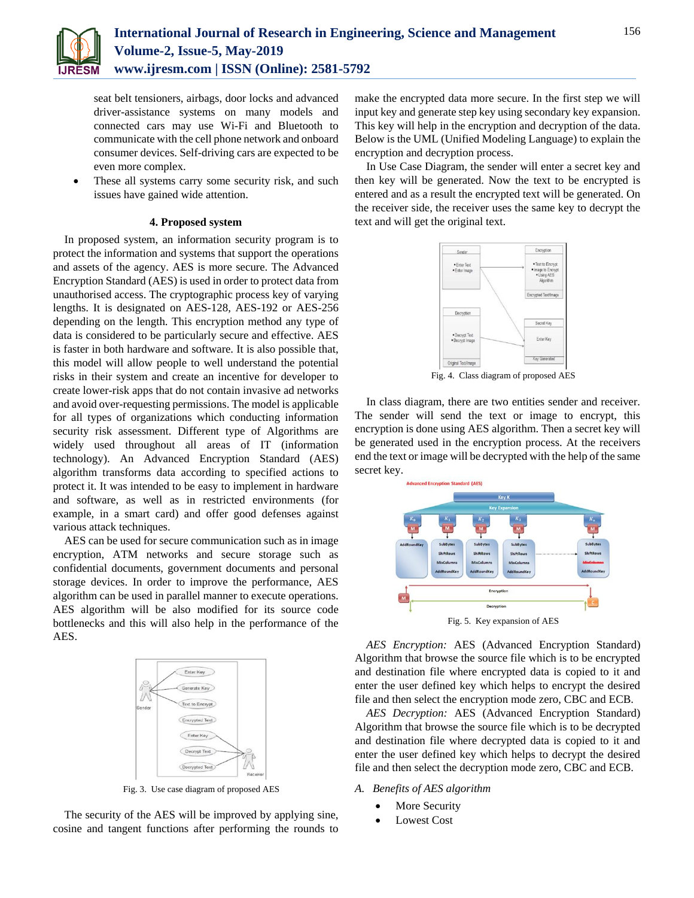seat belt tensioners, airbags, door locks and advanced driver-assistance systems on many models and connected cars may use Wi-Fi and Bluetooth to communicate with the cell phone network and onboard consumer devices. Self-driving cars are expected to be even more complex.

- These all systems carry some security risk, and such issues have gained wide attention.

### 4. Proposed system

In proposed system, an information security program is to protect the information and systems that support the operations and assets of the agency. AES is more secure. The Advanced Encryption Standard (AES) is used in order to protect data from unauthorised access. The cryptographic process key of varying lengths. It is designated on AES-128, AES-192 or AES-256 depending on the length. This encryption method any type of data is considered to be particularly secure and effective. AES is faster in both hardware and software. It is also possible that, this model will allow people to well understand the potential risks in their system and create an incentive for developer to create lower-risk apps that do not contain invasive ad networks and avoid over-requesting permissions. The model is applicable for all types of organizations which conducting information security risk assessment. Different type of Algorithms are widely used throughout all areas of IT (information technology). An Advanced Encryption Standard (AES) algorithm transforms data according to specified actions to protect it. It was intended to be easy to implement in hardware and software, as well as in restricted environments (for example, in a smart card) and offer good defenses against various attack techniques.

AES can be used for secure communication such as in image encryption, ATM networks and secure storage such as confidential documents, government documents and personal storage devices. In order to improve the performance, AES algorithm can be used in parallel manner to execute operations. AES algorithm will be also modified for its source code bottlenecks and this will also help in the performance of the AES.

Fig. 3. Use case diagram of proposed AES

The security of the AES will be improved by applying sine, cosine and tangent functions after performing the rounds to make the encrypted data more secure. In the first step we will input key and generate step key using secondary key expansion. This key will help in the encryption and decryption of the data. Below is the UML (Unified Modeling Language) to explain the encryption and decryption process.

In Use Case Diagram, the sender will enter a secret key and then key will be generated. Now the text to be encrypted is entered and as a result the encrypted text will be generated. On the receiver side, the receiver uses the same key to decrypt the text and will get the original text.

Fig. 4. Class diagram of proposed AES

In class diagram, there are two entities sender and receiver. The sender will send the text or image to encrypt, this encryption is done using AES algorithm. Then a secret key will be generated used in the encryption process. At the receivers end the text or image will be decrypted with the help of the same secret key.

Fig. 5. Key expansion of AES

*AES Encryption:* AES (Advanced Encryption Standard) Algorithm that browse the source file which is to be encrypted and destination file where encrypted data is copied to it and enter the user defined key which helps to encrypt the desired file and then select the encryption mode zero, CBC and ECB.

*AES Decryption:* AES (Advanced Encryption Standard) Algorithm that browse the source file which is to be decrypted and destination file where encrypted data is copied to it and enter the user defined key which helps to decrypt the desired file and then select the decryption mode zero, CBC and ECB.

*A. Benefits of AES algorithm*

- More Security
- Lowest Cost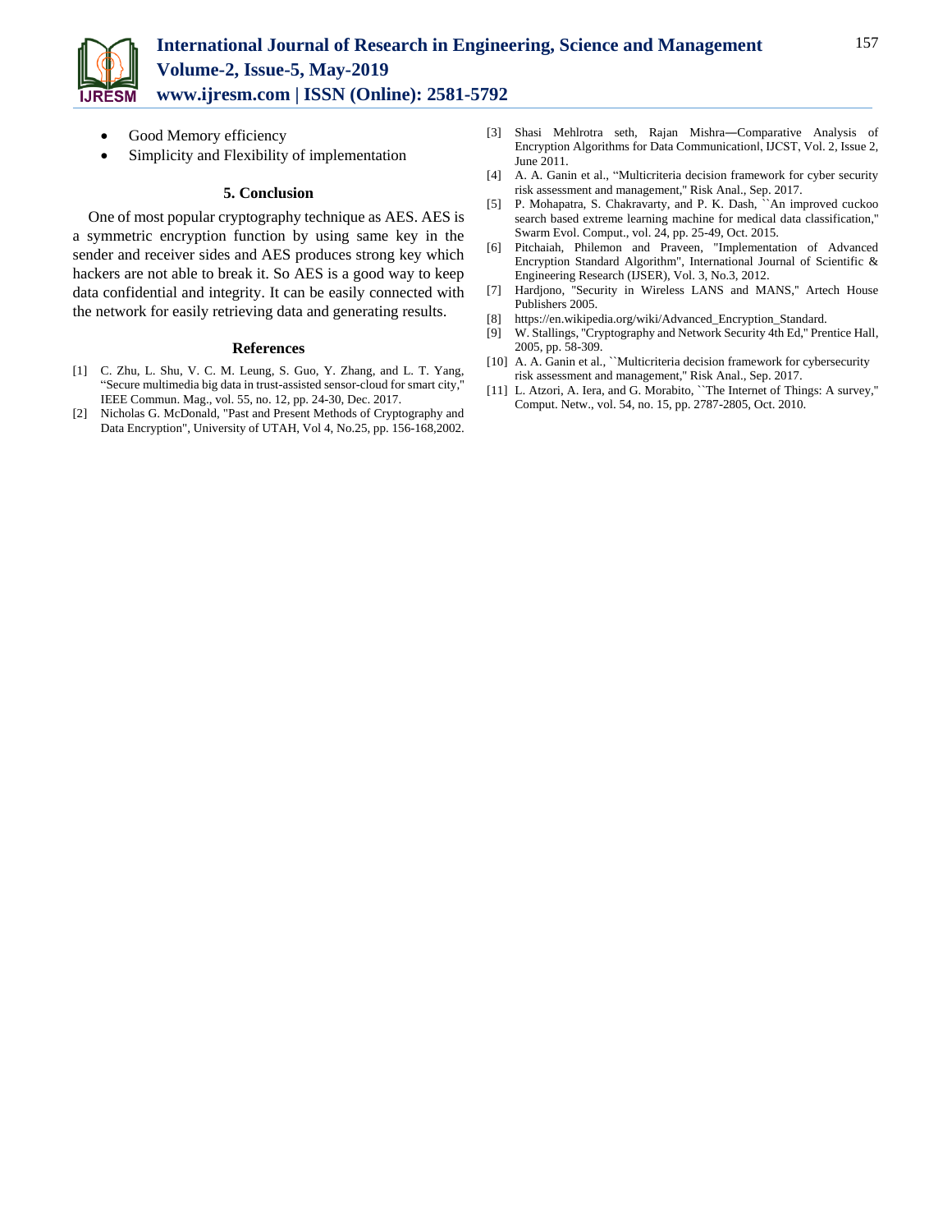- Good Memory efficiency
- Simplicity and Flexibility of implementation

## 5. Conclusion

One of most popular cryptography technique as AES. AES is a symmetric encryption function by using same key in the sender and receiver sides and AES produces strong key which hackers are not able to break it. So AES is a good way to keep data confidential and integrity. It can be easily connected with the network for easily retrieving data and generating results.

## References

[1] C. Zhu, L. Shu, V. C. M. Leung, S. Guo, Y. Zhang, and L. T. Yang, "Secure multimedia big data in trust-assisted sensor-cloud for smart city," IEEE Commun. Mag., vol. 55, no. 12, pp. 24-30, Dec. 2017.

[2] Nicholas G. McDonald, "Past and Present Methods of Cryptography and Data Encryption", University of UTAH, Vol 4, No.25, pp. 156-168,2002.

[3] Shasi Mehlrotra seth, Rajan Mishra―Comparative Analysis of Encryption Algorithms for Data Communication‖, IJCST, Vol. 2, Issue 2, June 2011.

[4] A. A. Ganin et al., "Multicriteria decision framework for cyber security risk assessment and management," Risk Anal., Sep. 2017.

[5] P. Mohapatra, S. Chakravarty, and P. K. Dash, ``An improved cuckoo search based extreme learning machine for medical data classification,'' Swarm Evol. Comput., vol. 24, pp. 25-49, Oct. 2015.

[6] Pitchaiah, Philemon and Praveen, "Implementation of Advanced Encryption Standard Algorithm", International Journal of Scientific & Engineering Research (IJSER), Vol. 3, No.3, 2012.

[7] Hardjono, "Security in Wireless LANS and MANS," Artech House Publishers 2005.

[8] https://en.wikipedia.org/wiki/Advanced_Encryption_Standard.

[9] W. Stallings, "Cryptography and Network Security 4th Ed," Prentice Hall, 2005, pp. 58-309.

[10] A. A. Ganin et al., ``Multicriteria decision framework for cybersecurity risk assessment and management,'' Risk Anal., Sep. 2017.

[11] L. Atzori, A. Iera, and G. Morabito, ``The Internet of Things: A survey,'' Comput. Netw., vol. 54, no. 15, pp. 2787-2805, Oct. 2010.